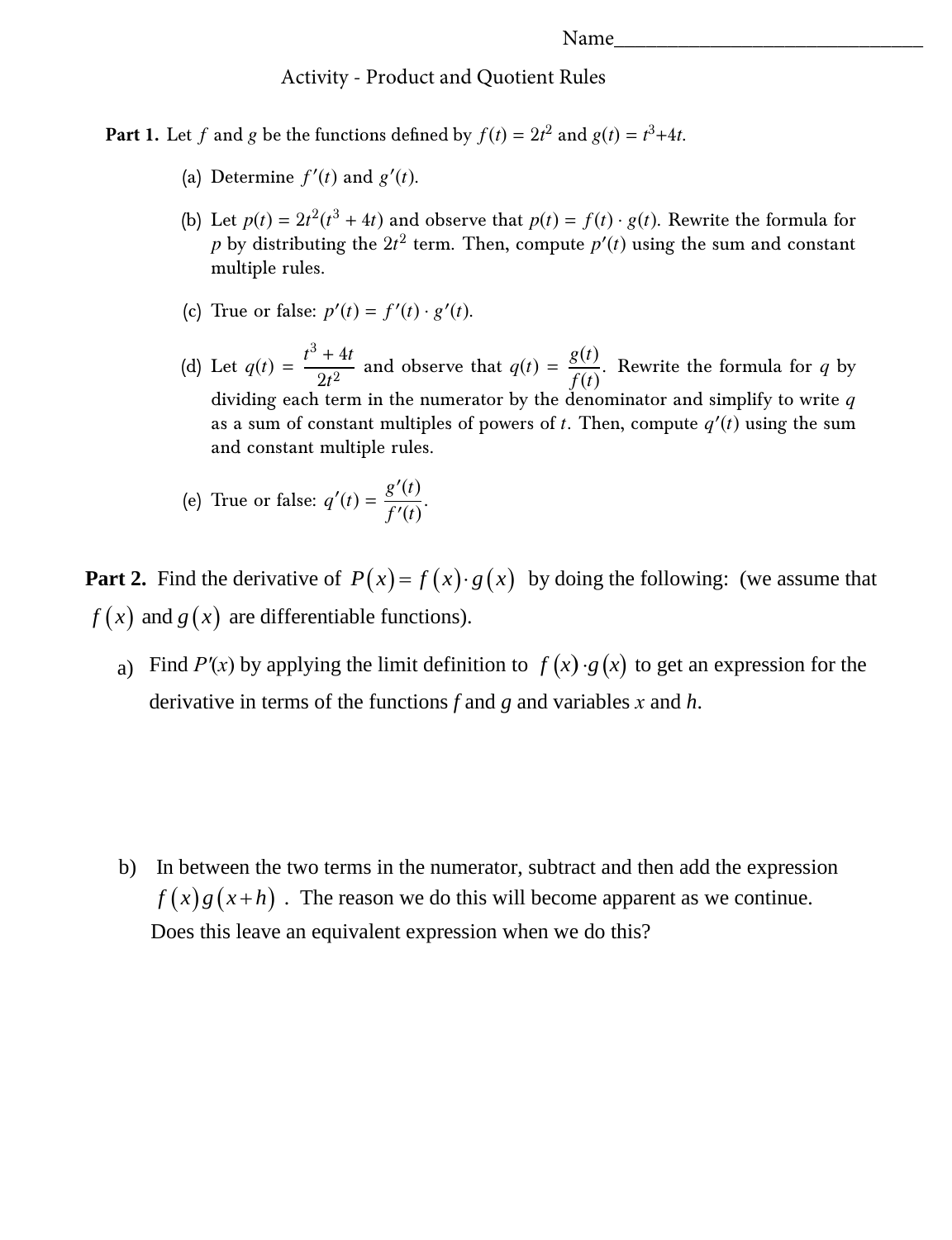Name_______________________________

## Activity - Product and Quotient Rules

**Part 1.** Let $f$ and $g$ be the functions defined by $f(t) = 2t^2$ and $g(t) = t^3 + 4t$.

(a) Determine $f'(t)$ and $g'(t)$.

(b) Let $p(t) = 2t^2(t^3 + 4t)$ and observe that $p(t) = f(t) \cdot g(t)$. Rewrite the formula for $p$ by distributing the $2t^2$ term. Then, compute $p'(t)$ using the sum and constant multiple rules.

(c) True or false: $p'(t) = f'(t) \cdot g'(t)$.

(d) Let $q(t) = \dfrac{t^3 + 4t}{2t^2}$ and observe that $q(t) = \dfrac{g(t)}{f(t)}$. Rewrite the formula for $q$ by dividing each term in the numerator by the denominator and simplify to write $q$ as a sum of constant multiples of powers of $t$. Then, compute $q'(t)$ using the sum and constant multiple rules.

(e) True or false: $q'(t) = \dfrac{g'(t)}{f'(t)}$.

**Part 2.** Find the derivative of $P(x) = f(x) \cdot g(x)$ by doing the following: (we assume that $f(x)$ and $g(x)$ are differentiable functions).

a) Find $P'(x)$ by applying the limit definition to $f(x) \cdot g(x)$ to get an expression for the derivative in terms of the functions $f$ and $g$ and variables $x$ and $h$.

b) In between the two terms in the numerator, subtract and then add the expression $f(x)g(x+h)$. The reason we do this will become apparent as we continue. Does this leave an equivalent expression when we do this?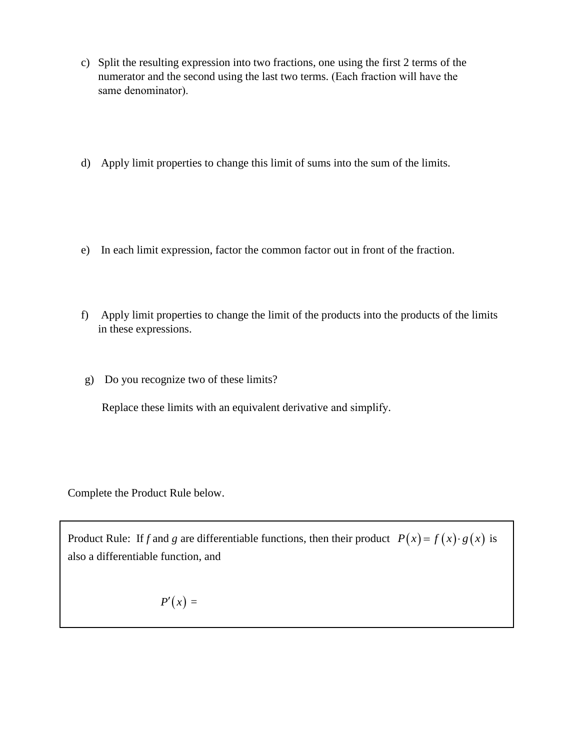c) Split the resulting expression into two fractions, one using the first 2 terms of the numerator and the second using the last two terms. (Each fraction will have the same denominator).

d) Apply limit properties to change this limit of sums into the sum of the limits.

e) In each limit expression, factor the common factor out in front of the fraction.

f) Apply limit properties to change the limit of the products into the products of the limits in these expressions.

g) Do you recognize two of these limits?

Replace these limits with an equivalent derivative and simplify.

Complete the Product Rule below.

| |
|---|
| Product Rule: If *f* and *g* are differentiable functions, then their product $P(x) = f(x) \cdot g(x)$ is also a differentiable function, and<br><br>$P'(x) =$ |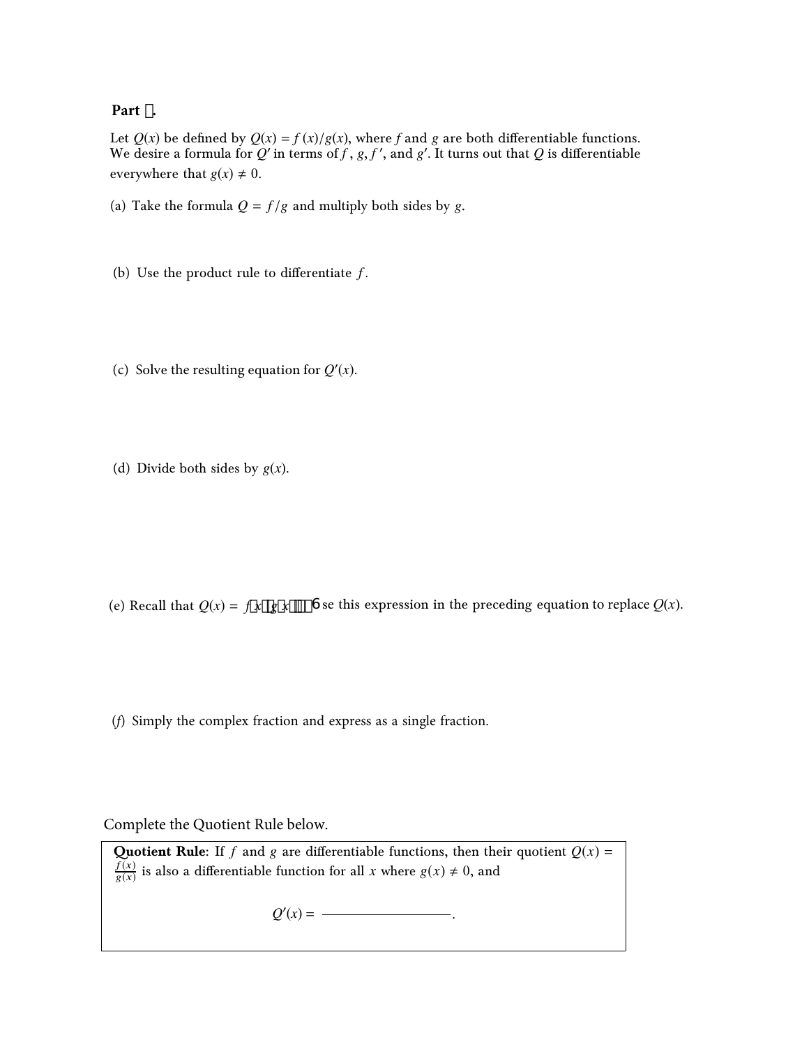**Part .**

Let $Q(x)$ be defined by $Q(x) = f(x)/g(x)$, where $f$ and $g$ are both differentiable functions. We desire a formula for $Q'$ in terms of $f$, $g$, $f'$, and $g'$. It turns out that $Q$ is differentiable everywhere that $g(x) \neq 0$.

(a) Take the formula $Q = f/g$ and multiply both sides by $g$.

(b) Use the product rule to differentiate $f$.

(c) Solve the resulting equation for $Q'(x)$.

(d) Divide both sides by $g(x)$.

(e) Recall that $Q(x) = f(x)/g(x)$. Use this expression in the preceding equation to replace $Q(x)$.

(f) Simply the complex fraction and express as a single fraction.

Complete the Quotient Rule below.

**Quotient Rule**: If $f$ and $g$ are differentiable functions, then their quotient $Q(x) = \frac{f(x)}{g(x)}$ is also a differentiable function for all $x$ where $g(x) \neq 0$, and

$$Q'(x) = \underline{\hspace{4cm}}.$$